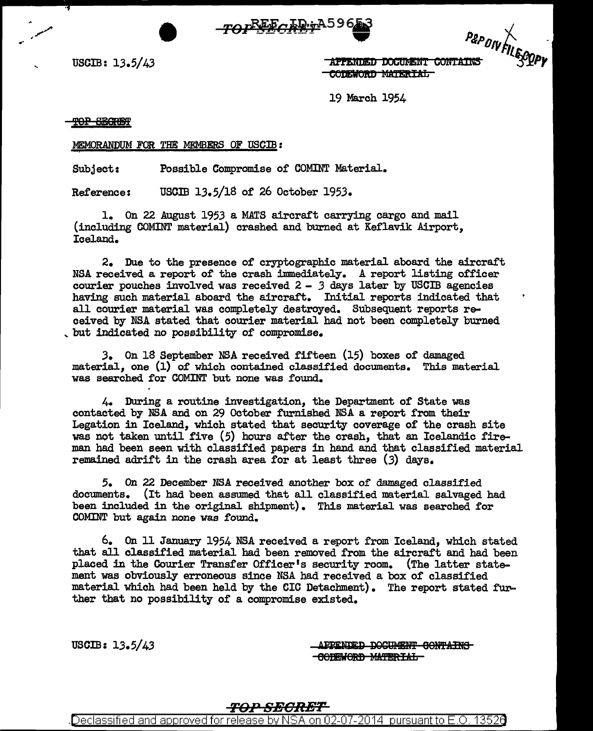USCIB: 13.5/43

~~APPENDED DOCUMENT CONTAINS CODEWORD MATERIAL~~

19 March 1954

~~TOP SECRET~~

MEMORANDUM FOR THE MEMBERS OF USCIB:

Subject: Possible Compromise of COMINT Material.

Reference: USCIB 13.5/18 of 26 October 1953.

1. On 22 August 1953 a MATS aircraft carrying cargo and mail (including COMINT material) crashed and burned at Keflavik Airport, Iceland.

2. Due to the presence of cryptographic material aboard the aircraft NSA received a report of the crash immediately. A report listing officer courier pouches involved was received 2 - 3 days later by USCIB agencies having such material aboard the aircraft. Initial reports indicated that all courier material was completely destroyed. Subsequent reports received by NSA stated that courier material had not been completely burned but indicated no possibility of compromise.

3. On 18 September NSA received fifteen (15) boxes of damaged material, one (1) of which contained classified documents. This material was searched for COMINT but none was found.

4. During a routine investigation, the Department of State was contacted by NSA and on 29 October furnished NSA a report from their Legation in Iceland, which stated that security coverage of the crash site was not taken until five (5) hours after the crash, that an Icelandic fireman had been seen with classified papers in hand and that classified material remained adrift in the crash area for at least three (3) days.

5. On 22 December NSA received another box of damaged classified documents. (It had been assumed that all classified material salvaged had been included in the original shipment). This material was searched for COMINT but again none was found.

6. On 11 January 1954 NSA received a report from Iceland, which stated that all classified material had been removed from the aircraft and had been placed in the Courier Transfer Officer's security room. (The latter statement was obviously erroneous since NSA had received a box of classified material which had been held by the CIC Detachment). The report stated further that no possibility of a compromise existed.

USCIB: 13.5/43

~~APPENDED DOCUMENT CONTAINS CODEWORD MATERIAL~~

~~TOP SECRET~~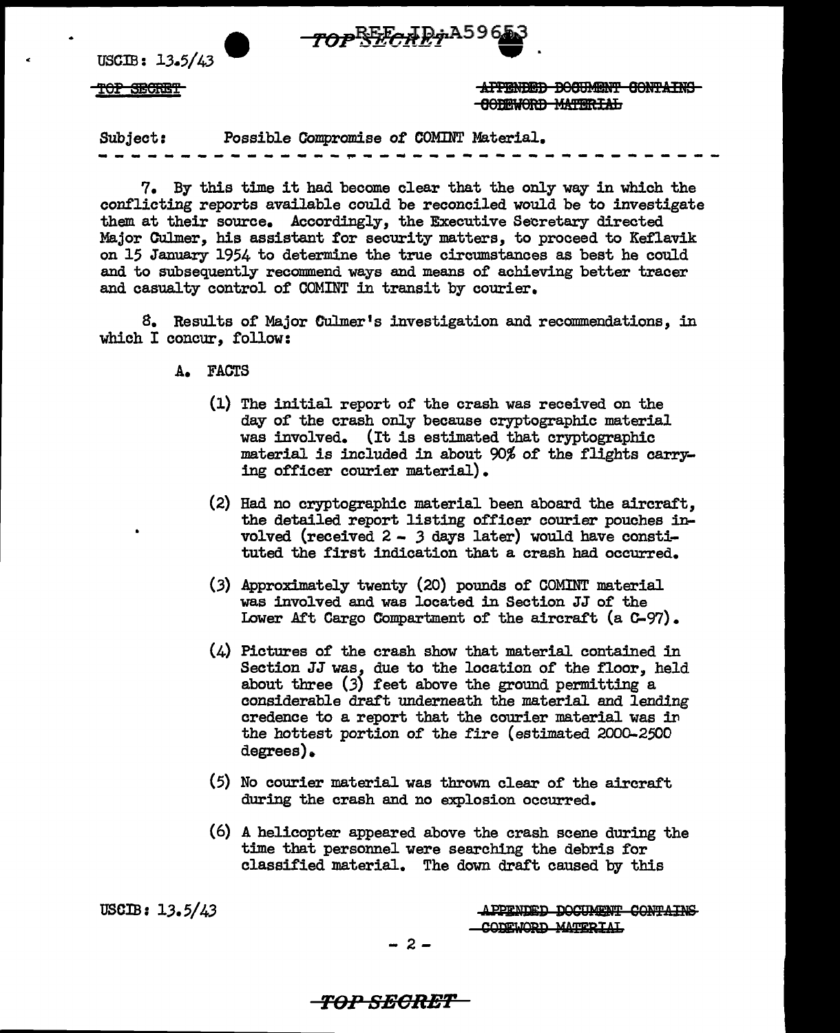Subject: Possible Compromise of COMINT Material.

7. By this time it had become clear that the only way in which the conflicting reports available could be reconciled would be to investigate them at their source. Accordingly, the Executive Secretary directed Major Culmer, his assistant for security matters, to proceed to Keflavik on 15 January 1954 to determine the true circumstances as best he could and to subsequently recommend ways and means of achieving better tracer and casualty control of COMINT in transit by courier.

8. Results of Major Culmer's investigation and recommendations, in which I concur, follow:

A. FACTS

(1) The initial report of the crash was received on the day of the crash only because cryptographic material was involved. (It is estimated that cryptographic material is included in about 90% of the flights carrying officer courier material).

(2) Had no cryptographic material been aboard the aircraft, the detailed report listing officer courier pouches involved (received 2 - 3 days later) would have constituted the first indication that a crash had occurred.

(3) Approximately twenty (20) pounds of COMINT material was involved and was located in Section JJ of the Lower Aft Cargo Compartment of the aircraft (a C-97).

(4) Pictures of the crash show that material contained in Section JJ was, due to the location of the floor, held about three (3) feet above the ground permitting a considerable draft underneath the material and lending credence to a report that the courier material was in the hottest portion of the fire (estimated 2000-2500 degrees).

(5) No courier material was thrown clear of the aircraft during the crash and no explosion occurred.

(6) A helicopter appeared above the crash scene during the time that personnel were searching the debris for classified material. The down draft caused by this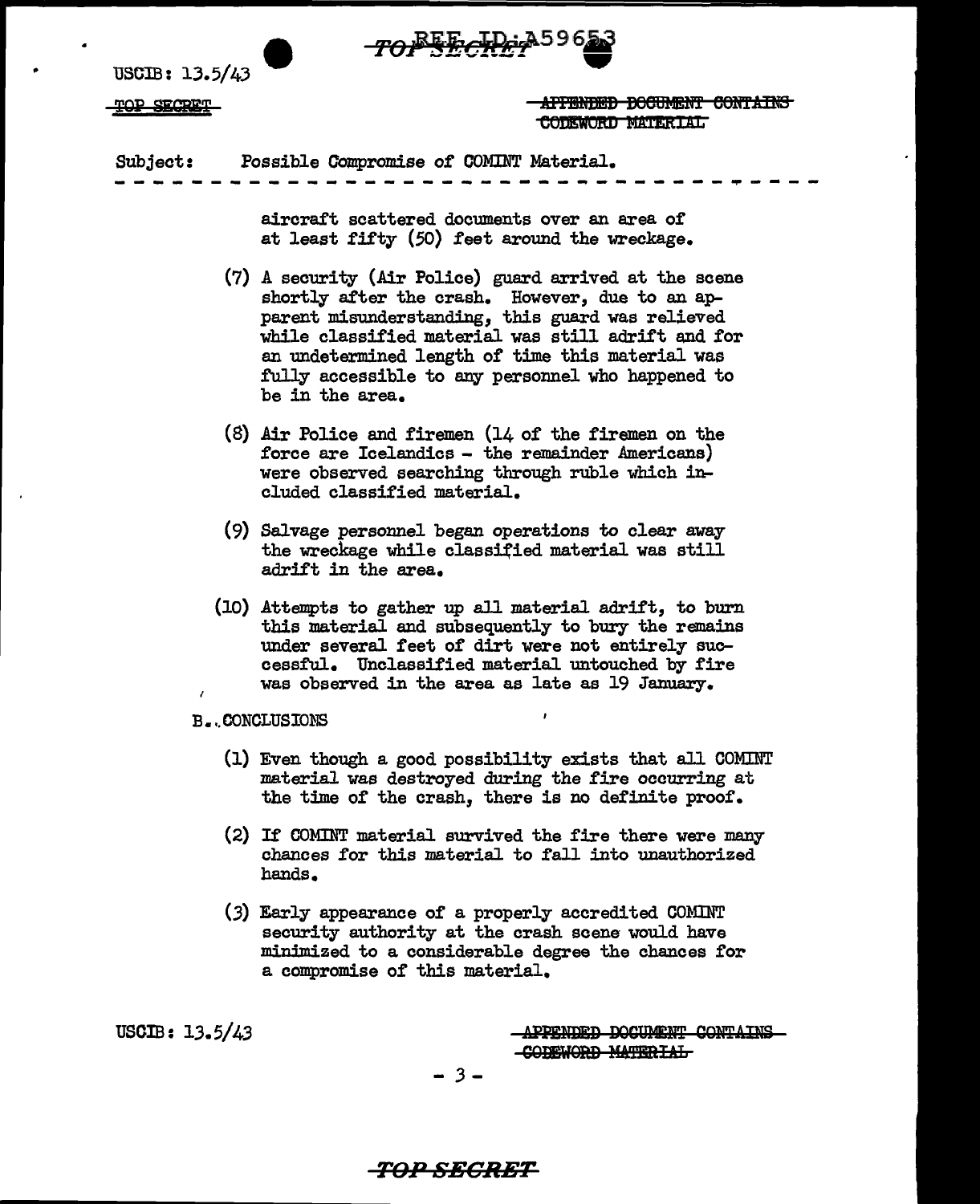USCIB: 13.5/43

~~TOP SECRET~~

~~APPENDED DOCUMENT CONTAINS CODEWORD MATERIAL~~

Subject: Possible Compromise of COMINT Material.

- - - - - - - - - - - - - - - - - - - - - - - - - - - - - - - - - - - -

aircraft scattered documents over an area of at least fifty (50) feet around the wreckage.

(7) A security (Air Police) guard arrived at the scene shortly after the crash. However, due to an apparent misunderstanding, this guard was relieved while classified material was still adrift and for an undetermined length of time this material was fully accessible to any personnel who happened to be in the area.

(8) Air Police and firemen (14 of the firemen on the force are Icelandics - the remainder Americans) were observed searching through ruble which included classified material.

(9) Salvage personnel began operations to clear away the wreckage while classified material was still adrift in the area.

(10) Attempts to gather up all material adrift, to burn this material and subsequently to bury the remains under several feet of dirt were not entirely successful. Unclassified material untouched by fire was observed in the area as late as 19 January.

B. CONCLUSIONS

(1) Even though a good possibility exists that all COMINT material was destroyed during the fire occurring at the time of the crash, there is no definite proof.

(2) If COMINT material survived the fire there were many chances for this material to fall into unauthorized hands.

(3) Early appearance of a properly accredited COMINT security authority at the crash scene would have minimized to a considerable degree the chances for a compromise of this material.

USCIB: 13.5/43

~~APPENDED DOCUMENT CONTAINS CODEWORD MATERIAL~~

~~TOP SECRET~~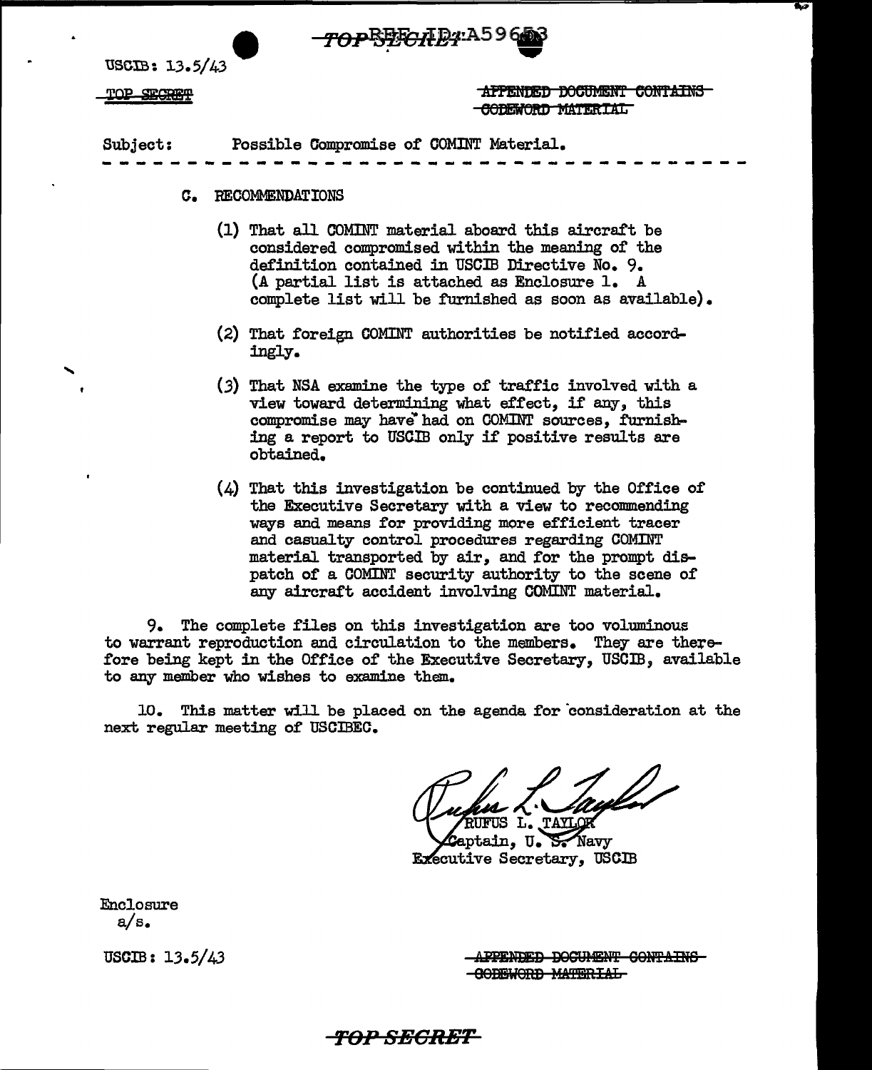TOP SECRET REF ID:A59653

USCIB: 13.5/43

TOP SECRET

~~APPENDED DOCUMENT CONTAINS CODEWORD MATERIAL~~

Subject: Possible Compromise of COMINT Material.

- - - - - - - - - - - - - - - - - - - - - - - - - - - - - - - - - - - -

C. RECOMMENDATIONS

(1) That all COMINT material aboard this aircraft be considered compromised within the meaning of the definition contained in USCIB Directive No. 9. (A partial list is attached as Enclosure 1. A complete list will be furnished as soon as available).

(2) That foreign COMINT authorities be notified accordingly.

(3) That NSA examine the type of traffic involved with a view toward determining what effect, if any, this compromise may have had on COMINT sources, furnishing a report to USCIB only if positive results are obtained.

(4) That this investigation be continued by the Office of the Executive Secretary with a view to recommending ways and means for providing more efficient tracer and casualty control procedures regarding COMINT material transported by air, and for the prompt dispatch of a COMINT security authority to the scene of any aircraft accident involving COMINT material.

9. The complete files on this investigation are too voluminous to warrant reproduction and circulation to the members. They are therefore being kept in the Office of the Executive Secretary, USCIB, available to any member who wishes to examine them.

10. This matter will be placed on the agenda for consideration at the next regular meeting of USCIBEC.

Rufus L. Taylor

RUFUS L. TAYLOR
Captain, U. S. Navy
Executive Secretary, USCIB

Enclosure
a/s.

USCIB: 13.5/43

~~APPENDED DOCUMENT CONTAINS CODEWORD MATERIAL~~

TOP SECRET